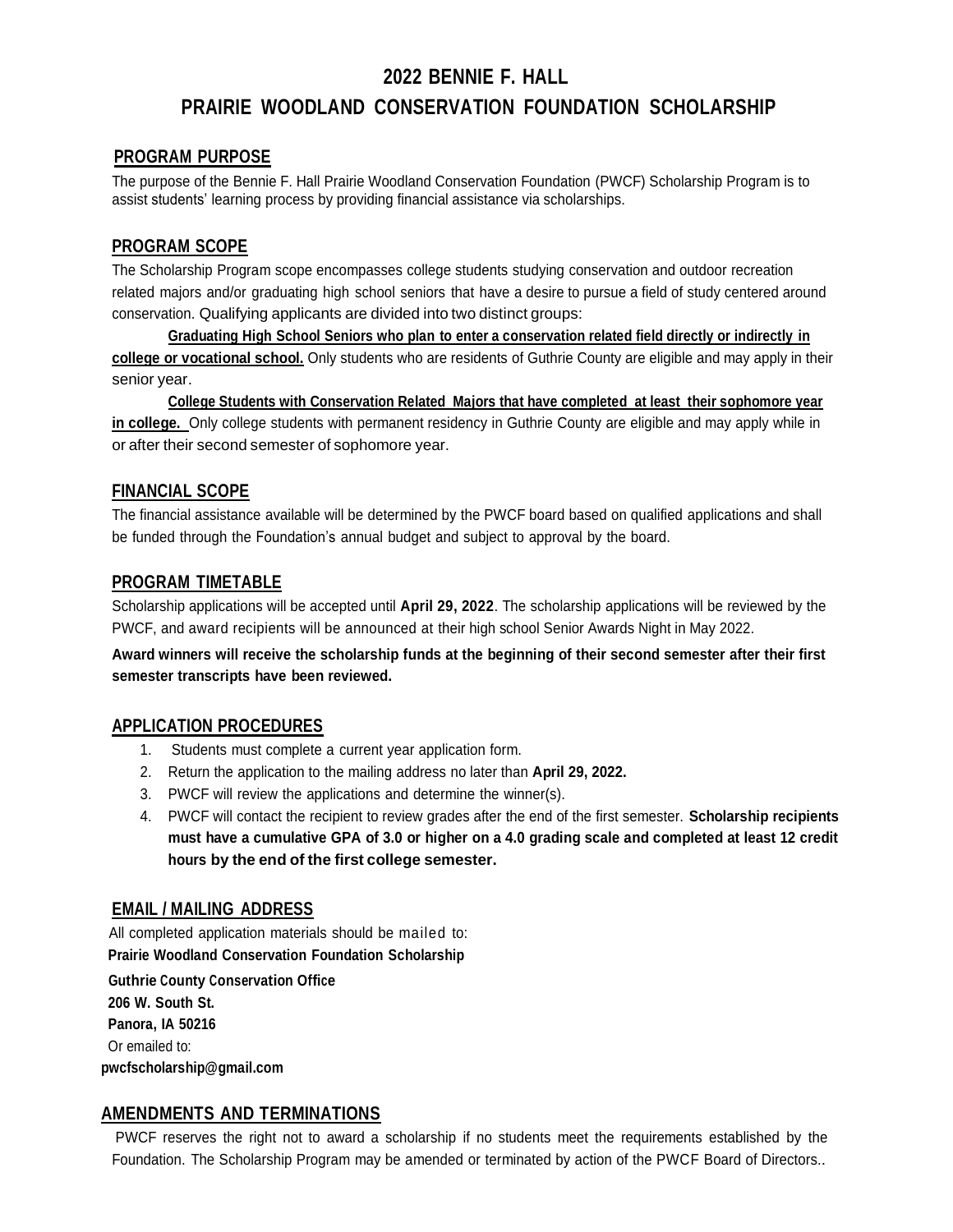# 2022 BENNIE F. HALL
# PRAIRIE WOODLAND CONSERVATION FOUNDATION SCHOLARSHIP

## PROGRAM PURPOSE

The purpose of the Bennie F. Hall Prairie Woodland Conservation Foundation (PWCF) Scholarship Program is to assist students' learning process by providing financial assistance via scholarships.

## PROGRAM SCOPE

The Scholarship Program scope encompasses college students studying conservation and outdoor recreation related majors and/or graduating high school seniors that have a desire to pursue a field of study centered around conservation. Qualifying applicants are divided into two distinct groups:

**Graduating High School Seniors who plan to enter a conservation related field directly or indirectly in college or vocational school.** Only students who are residents of Guthrie County are eligible and may apply in their senior year.

**College Students with Conservation Related Majors that have completed at least their sophomore year in college.** Only college students with permanent residency in Guthrie County are eligible and may apply while in or after their second semester of sophomore year.

## FINANCIAL SCOPE

The financial assistance available will be determined by the PWCF board based on qualified applications and shall be funded through the Foundation's annual budget and subject to approval by the board.

## PROGRAM TIMETABLE

Scholarship applications will be accepted until **April 29, 2022**. The scholarship applications will be reviewed by the PWCF, and award recipients will be announced at their high school Senior Awards Night in May 2022.

**Award winners will receive the scholarship funds at the beginning of their second semester after their first semester transcripts have been reviewed.**

## APPLICATION PROCEDURES

1. Students must complete a current year application form.
2. Return the application to the mailing address no later than **April 29, 2022.**
3. PWCF will review the applications and determine the winner(s).
4. PWCF will contact the recipient to review grades after the end of the first semester. **Scholarship recipients must have a cumulative GPA of 3.0 or higher on a 4.0 grading scale and completed at least 12 credit hours by the end of the first college semester.**

## EMAIL / MAILING ADDRESS

All completed application materials should be mailed to:

**Prairie Woodland Conservation Foundation Scholarship**
**Guthrie County Conservation Office**
**206 W. South St.**
**Panora, IA 50216**

Or emailed to:

**pwcfscholarship@gmail.com**

## AMENDMENTS AND TERMINATIONS

PWCF reserves the right not to award a scholarship if no students meet the requirements established by the Foundation. The Scholarship Program may be amended or terminated by action of the PWCF Board of Directors..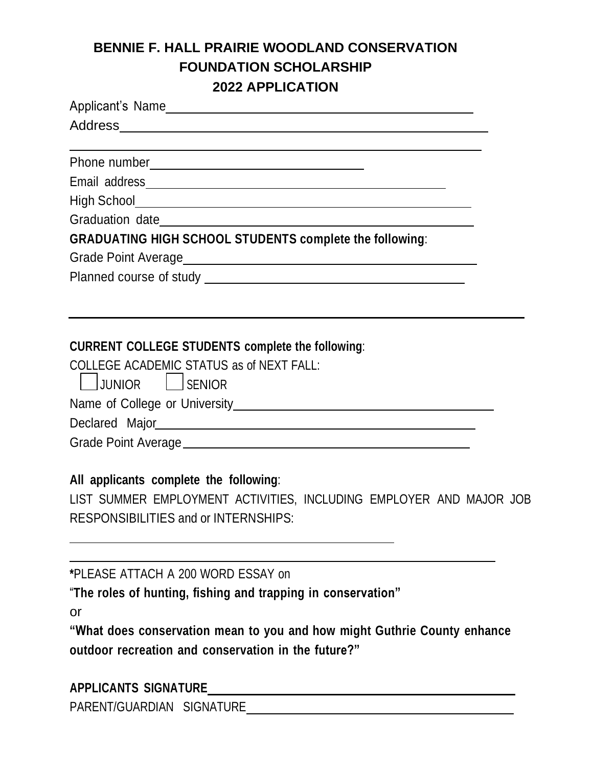# BENNIE F. HALL PRAIRIE WOODLAND CONSERVATION FOUNDATION SCHOLARSHIP

## 2022 APPLICATION

Applicant's Name\_\_\_\_\_\_\_\_\_\_\_\_\_\_\_\_\_\_\_\_\_\_\_\_\_\_\_\_\_\_\_\_\_\_\_\_\_\_\_\_

Address\_\_\_\_\_\_\_\_\_\_\_\_\_\_\_\_\_\_\_\_\_\_\_\_\_\_\_\_\_\_\_\_\_\_\_\_\_\_\_\_\_\_\_\_

\_\_\_\_\_\_\_\_\_\_\_\_\_\_\_\_\_\_\_\_\_\_\_\_\_\_\_\_\_\_\_\_\_\_\_\_\_\_\_\_\_\_\_\_\_\_\_\_\_\_

Phone number\_\_\_\_\_\_\_\_\_\_\_\_\_\_\_\_\_\_\_\_\_\_\_\_\_\_\_\_

Email address\_\_\_\_\_\_\_\_\_\_\_\_\_\_\_\_\_\_\_\_\_\_\_\_\_\_\_\_\_\_\_\_\_\_\_\_\_\_

High School\_\_\_\_\_\_\_\_\_\_\_\_\_\_\_\_\_\_\_\_\_\_\_\_\_\_\_\_\_\_\_\_\_\_\_\_\_\_\_\_\_\_

Graduation date\_\_\_\_\_\_\_\_\_\_\_\_\_\_\_\_\_\_\_\_\_\_\_\_\_\_\_\_\_\_\_\_\_\_\_\_\_\_\_

**GRADUATING HIGH SCHOOL STUDENTS complete the following**:

Grade Point Average\_\_\_\_\_\_\_\_\_\_\_\_\_\_\_\_\_\_\_\_\_\_\_\_\_\_\_\_\_\_\_\_\_\_\_\_\_

Planned course of study \_\_\_\_\_\_\_\_\_\_\_\_\_\_\_\_\_\_\_\_\_\_\_\_\_\_\_\_\_\_\_\_\_

\_\_\_\_\_\_\_\_\_\_\_\_\_\_\_\_\_\_\_\_\_\_\_\_\_\_\_\_\_\_\_\_\_\_\_\_\_\_\_\_\_\_\_\_\_\_\_\_\_\_\_\_\_\_\_

**CURRENT COLLEGE STUDENTS complete the following**:

COLLEGE ACADEMIC STATUS as of NEXT FALL:

☐ JUNIOR ☐ SENIOR

Name of College or University\_\_\_\_\_\_\_\_\_\_\_\_\_\_\_\_\_\_\_\_\_\_\_\_\_\_\_\_\_\_\_\_\_\_

Declared Major\_\_\_\_\_\_\_\_\_\_\_\_\_\_\_\_\_\_\_\_\_\_\_\_\_\_\_\_\_\_\_\_\_\_\_\_\_\_\_\_\_

Grade Point Average\_\_\_\_\_\_\_\_\_\_\_\_\_\_\_\_\_\_\_\_\_\_\_\_\_\_\_\_\_\_\_\_\_\_\_\_\_

**All applicants complete the following**:

LIST SUMMER EMPLOYMENT ACTIVITIES, INCLUDING EMPLOYER AND MAJOR JOB RESPONSIBILITIES and or INTERNSHIPS:

\_\_\_\_\_\_\_\_\_\_\_\_\_\_\_\_\_\_\_\_\_\_\_\_\_\_\_\_\_\_\_\_\_\_\_\_\_\_\_\_\_

\_\_\_\_\_\_\_\_\_\_\_\_\_\_\_\_\_\_\_\_\_\_\_\_\_\_\_\_\_\_\_\_\_\_\_\_\_\_\_\_\_\_\_\_\_\_\_\_\_\_\_

**\***PLEASE ATTACH A 200 WORD ESSAY on

"**The roles of hunting, fishing and trapping in conservation"**

or

**"What does conservation mean to you and how might Guthrie County enhance outdoor recreation and conservation in the future?"**

**APPLICANTS SIGNATURE**\_\_\_\_\_\_\_\_\_\_\_\_\_\_\_\_\_\_\_\_\_\_\_\_\_\_\_\_\_\_\_\_\_\_\_\_\_\_\_

PARENT/GUARDIAN SIGNATURE\_\_\_\_\_\_\_\_\_\_\_\_\_\_\_\_\_\_\_\_\_\_\_\_\_\_\_\_\_\_\_\_\_\_